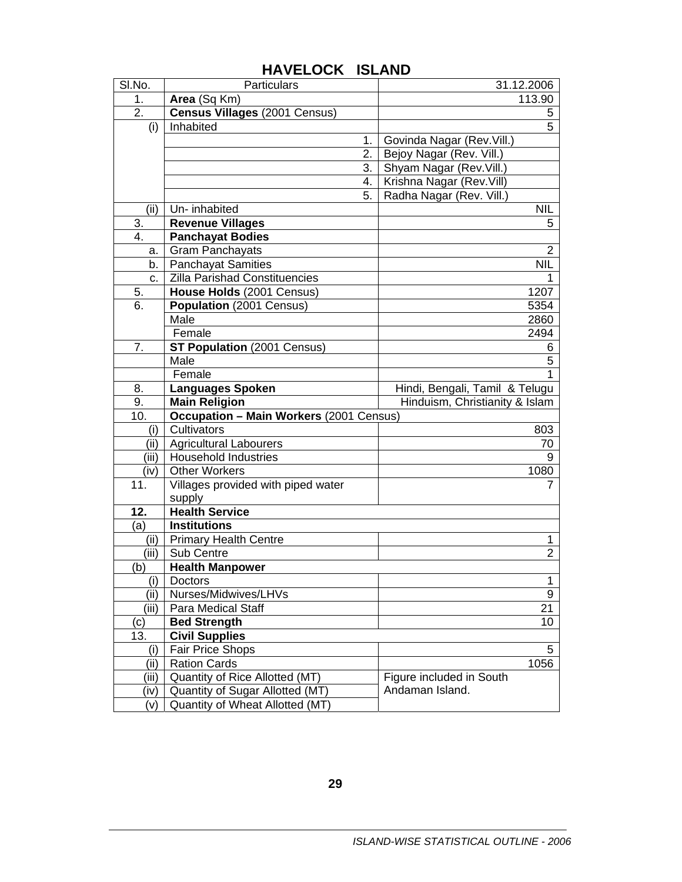# HAVELOCK ISLAND

| Sl.No. | Particulars | 31.12.2006 |
|---|---|---|
| 1. | **Area** (Sq Km) | 113.90 |
| 2. | **Census Villages** (2001 Census) | 5 |
| (i) | Inhabited | 5 |
| | 1. | Govinda Nagar (Rev.Vill.) |
| | 2. | Bejoy Nagar (Rev. Vill.) |
| | 3. | Shyam Nagar (Rev.Vill.) |
| | 4. | Krishna Nagar (Rev.Vill) |
| | 5. | Radha Nagar (Rev. Vill.) |
| (ii) | Un- inhabited | NIL |
| 3. | **Revenue Villages** | 5 |
| 4. | **Panchayat Bodies** | |
| a. | Gram Panchayats | 2 |
| b. | Panchayat Samities | NIL |
| c. | Zilla Parishad Constituencies | 1 |
| 5. | **House Holds** (2001 Census) | 1207 |
| 6. | **Population** (2001 Census) | 5354 |
| | Male | 2860 |
| | Female | 2494 |
| 7. | **ST Population** (2001 Census) | 6 |
| | Male | 5 |
| | Female | 1 |
| 8. | **Languages Spoken** | Hindi, Bengali, Tamil & Telugu |
| 9. | **Main Religion** | Hinduism, Christianity & Islam |
| 10. | **Occupation – Main Workers** (2001 Census) | |
| (i) | Cultivators | 803 |
| (ii) | Agricultural Labourers | 70 |
| (iii) | Household Industries | 9 |
| (iv) | Other Workers | 1080 |
| 11. | Villages provided with piped water supply | 7 |
| **12.** | **Health Service** | |
| (a) | **Institutions** | |
| (ii) | Primary Health Centre | 1 |
| (iii) | Sub Centre | 2 |
| (b) | **Health Manpower** | |
| (i) | Doctors | 1 |
| (ii) | Nurses/Midwives/LHVs | 9 |
| (iii) | Para Medical Staff | 21 |
| (c) | **Bed Strength** | 10 |
| 13. | **Civil Supplies** | |
| (i) | Fair Price Shops | 5 |
| (ii) | Ration Cards | 1056 |
| (iii) | Quantity of Rice Allotted (MT) | Figure included in South Andaman Island. |
| (iv) | Quantity of Sugar Allotted (MT) | |
| (v) | Quantity of Wheat Allotted (MT) | |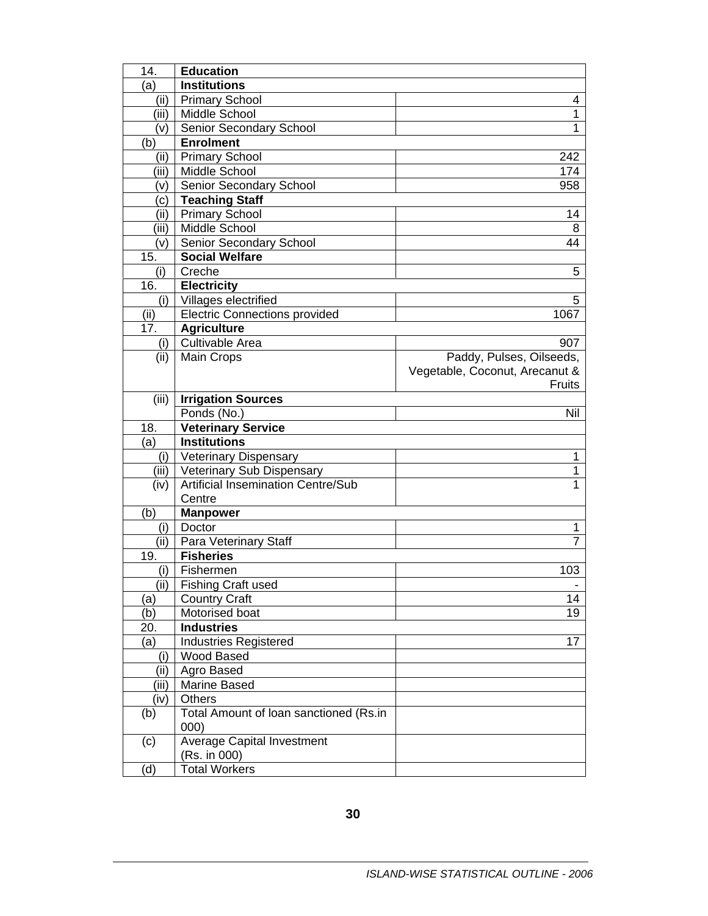| 14. | **Education** | |
|---|---|---|
| (a) | **Institutions** | |
| (ii) | Primary School | 4 |
| (iii) | Middle School | 1 |
| (v) | Senior Secondary School | 1 |
| (b) | **Enrolment** | |
| (ii) | Primary School | 242 |
| (iii) | Middle School | 174 |
| (v) | Senior Secondary School | 958 |
| (c) | **Teaching Staff** | |
| (ii) | Primary School | 14 |
| (iii) | Middle School | 8 |
| (v) | Senior Secondary School | 44 |
| 15. | **Social Welfare** | |
| (i) | Creche | 5 |
| 16. | **Electricity** | |
| (i) | Villages electrified | 5 |
| (ii) | Electric Connections provided | 1067 |
| 17. | **Agriculture** | |
| (i) | Cultivable Area | 907 |
| (ii) | Main Crops | Paddy, Pulses, Oilseeds, Vegetable, Coconut, Arecanut & Fruits |
| (iii) | **Irrigation Sources** | |
| | Ponds (No.) | Nil |
| 18. | **Veterinary Service** | |
| (a) | **Institutions** | |
| (i) | Veterinary Dispensary | 1 |
| (iii) | Veterinary Sub Dispensary | 1 |
| (iv) | Artificial Insemination Centre/Sub Centre | 1 |
| (b) | **Manpower** | |
| (i) | Doctor | 1 |
| (ii) | Para Veterinary Staff | 7 |
| 19. | **Fisheries** | |
| (i) | Fishermen | 103 |
| (ii) | Fishing Craft used | - |
| (a) | Country Craft | 14 |
| (b) | Motorised boat | 19 |
| 20. | **Industries** | |
| (a) | Industries Registered | 17 |
| (i) | Wood Based | |
| (ii) | Agro Based | |
| (iii) | Marine Based | |
| (iv) | Others | |
| (b) | Total Amount of loan sanctioned (Rs.in 000) | |
| (c) | Average Capital Investment (Rs. in 000) | |
| (d) | Total Workers | |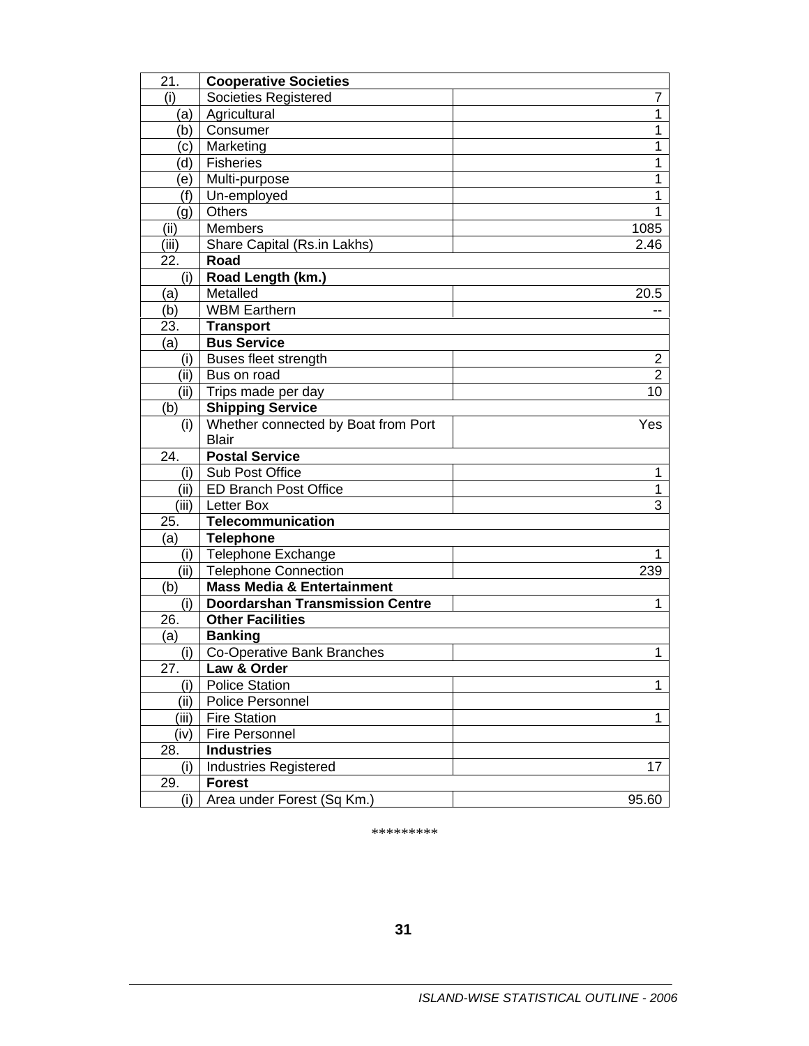| | | |
|---|---|---|
| 21. | **Cooperative Societies** | |
| (i) | Societies Registered | 7 |
| (a) | Agricultural | 1 |
| (b) | Consumer | 1 |
| (c) | Marketing | 1 |
| (d) | Fisheries | 1 |
| (e) | Multi-purpose | 1 |
| (f) | Un-employed | 1 |
| (g) | Others | 1 |
| (ii) | Members | 1085 |
| (iii) | Share Capital (Rs.in Lakhs) | 2.46 |
| 22. | **Road** | |
| (i) | **Road Length (km.)** | |
| (a) | Metalled | 20.5 |
| (b) | WBM Earthern | -- |
| 23. | **Transport** | |
| (a) | **Bus Service** | |
| (i) | Buses fleet strength | 2 |
| (ii) | Bus on road | 2 |
| (ii) | Trips made per day | 10 |
| (b) | **Shipping Service** | |
| (i) | Whether connected by Boat from Port Blair | Yes |
| 24. | **Postal Service** | |
| (i) | Sub Post Office | 1 |
| (ii) | ED Branch Post Office | 1 |
| (iii) | Letter Box | 3 |
| 25. | **Telecommunication** | |
| (a) | **Telephone** | |
| (i) | Telephone Exchange | 1 |
| (ii) | Telephone Connection | 239 |
| (b) | **Mass Media & Entertainment** | |
| (i) | **Doordarshan Transmission Centre** | 1 |
| 26. | **Other Facilities** | |
| (a) | **Banking** | |
| (i) | Co-Operative Bank Branches | 1 |
| 27. | **Law & Order** | |
| (i) | Police Station | 1 |
| (ii) | Police Personnel | |
| (iii) | Fire Station | 1 |
| (iv) | Fire Personnel | |
| 28. | **Industries** | |
| (i) | Industries Registered | 17 |
| 29. | **Forest** | |
| (i) | Area under Forest (Sq Km.) | 95.60 |

*********